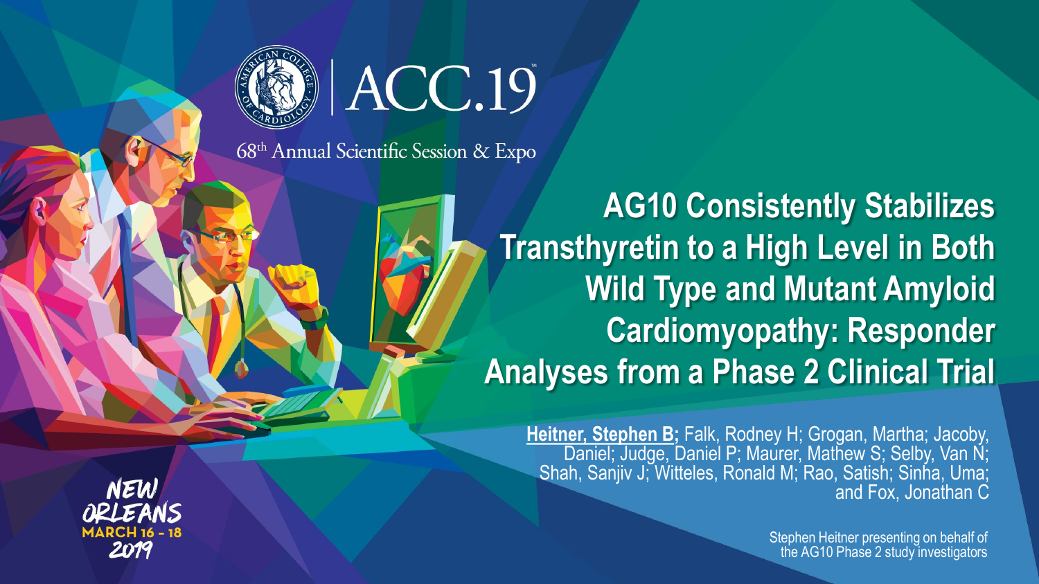ACC.19

68th Annual Scientific Session & Expo

# AG10 Consistently Stabilizes Transthyretin to a High Level in Both Wild Type and Mutant Amyloid Cardiomyopathy: Responder Analyses from a Phase 2 Clinical Trial

**Heitner, Stephen B;** Falk, Rodney H; Grogan, Martha; Jacoby, Daniel; Judge, Daniel P; Maurer, Mathew S; Selby, Van N; Shah, Sanjiv J; Witteles, Ronald M; Rao, Satish; Sinha, Uma; and Fox, Jonathan C

Stephen Heitner presenting on behalf of the AG10 Phase 2 study investigators

NEW ORLEANS
MARCH 16 - 18
2019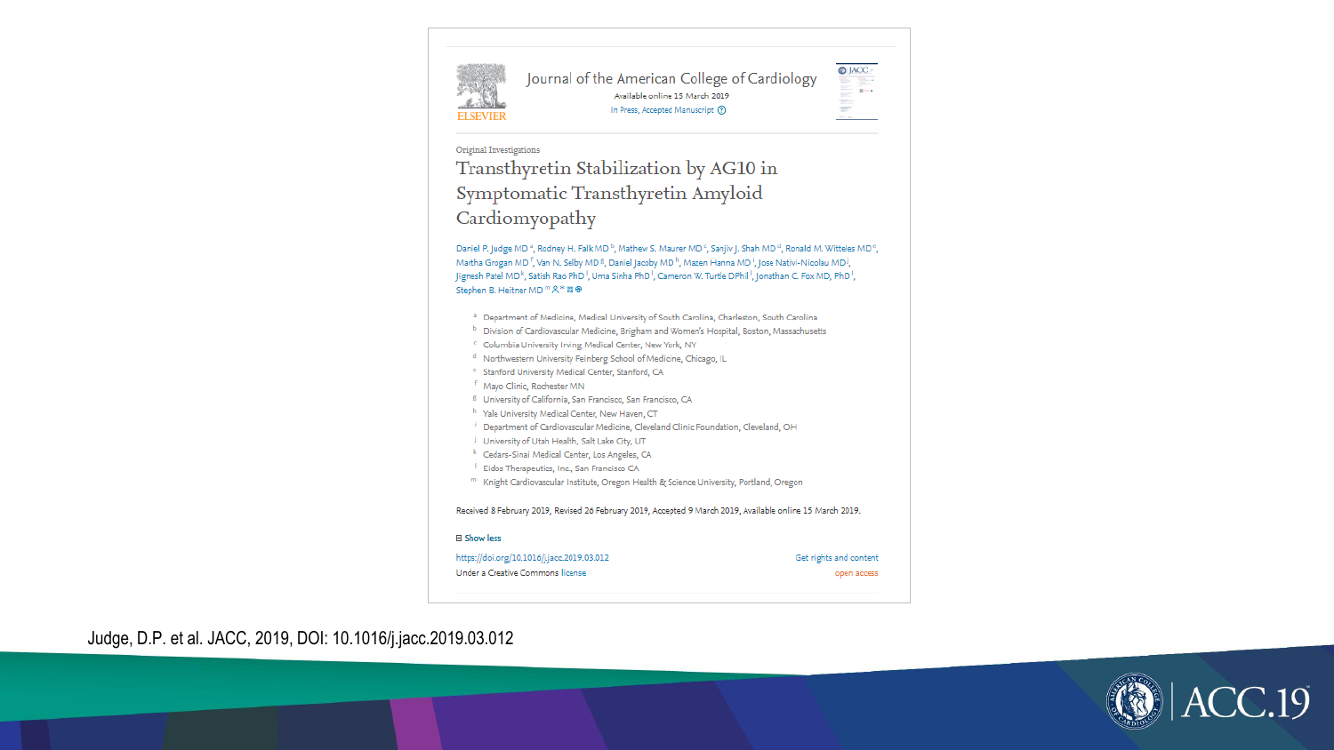Journal of the American College of Cardiology

Available online 15 March 2019

In Press, Accepted Manuscript

Original Investigations

# Transthyretin Stabilization by AG10 in Symptomatic Transthyretin Amyloid Cardiomyopathy

Daniel P. Judge MD [a], Rodney H. Falk MD [b], Mathew S. Maurer MD [c], Sanjiv J. Shah MD [d], Ronald M. Witteles MD [e], Martha Grogan MD [f], Van N. Selby MD [g], Daniel Jacoby MD [h], Mazen Hanna MD [i], Jose Nativi-Nicolau MD [j], Jignesh Patel MD [k], Satish Rao PhD [l], Uma Sinha PhD [l], Cameron W. Turtle DPhil [l], Jonathan C. Fox MD, PhD [l], Stephen B. Heitner MD [m]

[a] Department of Medicine, Medical University of South Carolina, Charleston, South Carolina
[b] Division of Cardiovascular Medicine, Brigham and Women's Hospital, Boston, Massachusetts
[c] Columbia University Irving Medical Center, New York, NY
[d] Northwestern University Feinberg School of Medicine, Chicago, IL
[e] Stanford University Medical Center, Stanford, CA
[f] Mayo Clinic, Rochester MN
[g] University of California, San Francisco, San Francisco, CA
[h] Yale University Medical Center, New Haven, CT
[i] Department of Cardiovascular Medicine, Cleveland Clinic Foundation, Cleveland, OH
[j] University of Utah Health, Salt Lake City, UT
[k] Cedars-Sinai Medical Center, Los Angeles, CA
[l] Eidos Therapeutics, Inc., San Francisco CA
[m] Knight Cardiovascular Institute, Oregon Health & Science University, Portland, Oregon

Received 8 February 2019, Revised 26 February 2019, Accepted 9 March 2019, Available online 15 March 2019.

Show less

https://doi.org/10.1016/j.jacc.2019.03.012

Get rights and content

Under a Creative Commons license

open access

Judge, D.P. et al. JACC, 2019, DOI: 10.1016/j.jacc.2019.03.012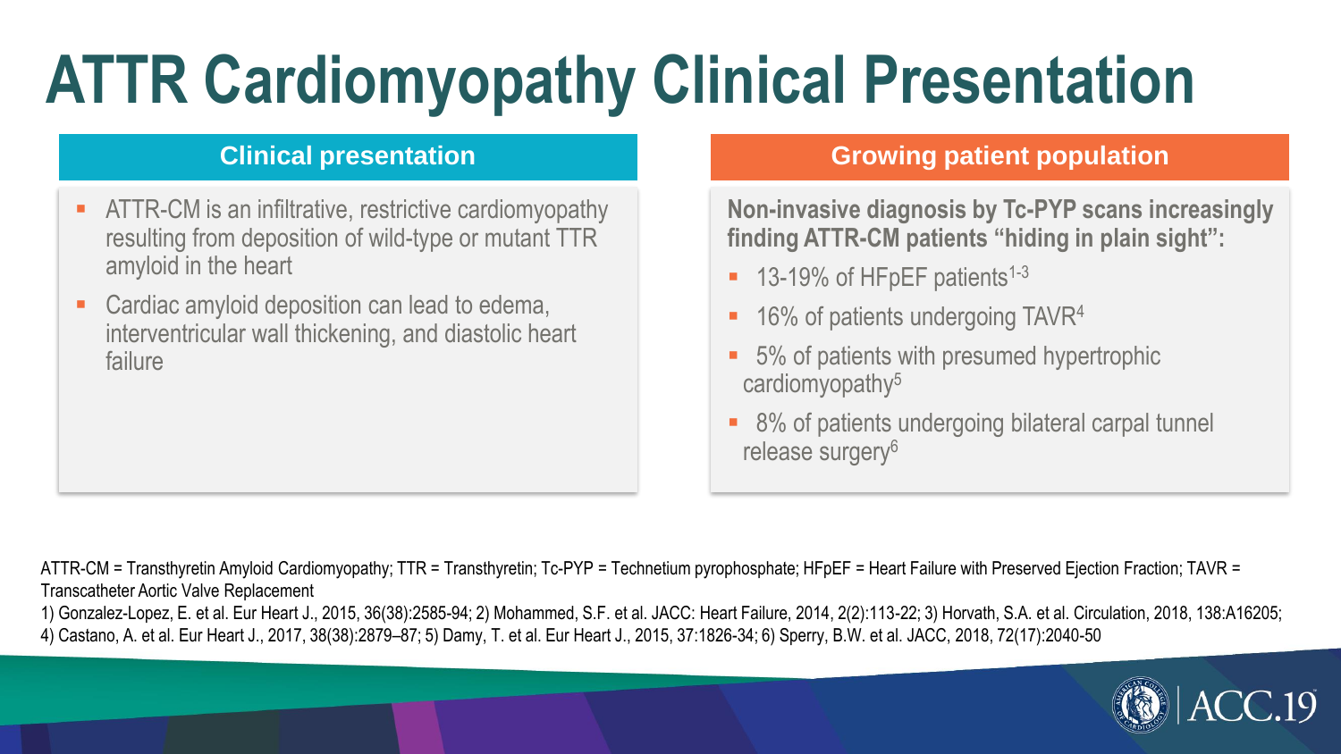# ATTR Cardiomyopathy Clinical Presentation

## Clinical presentation

- ATTR-CM is an infiltrative, restrictive cardiomyopathy resulting from deposition of wild-type or mutant TTR amyloid in the heart
- Cardiac amyloid deposition can lead to edema, interventricular wall thickening, and diastolic heart failure

## Growing patient population

**Non-invasive diagnosis by Tc-PYP scans increasingly finding ATTR-CM patients "hiding in plain sight":**

- 13-19% of HFpEF patients[1-3]
- 16% of patients undergoing TAVR[4]
- 5% of patients with presumed hypertrophic cardiomyopathy[5]
- 8% of patients undergoing bilateral carpal tunnel release surgery[6]

ATTR-CM = Transthyretin Amyloid Cardiomyopathy; TTR = Transthyretin; Tc-PYP = Technetium pyrophosphate; HFpEF = Heart Failure with Preserved Ejection Fraction; TAVR = Transcatheter Aortic Valve Replacement

1) Gonzalez-Lopez, E. et al. Eur Heart J., 2015, 36(38):2585-94; 2) Mohammed, S.F. et al. JACC: Heart Failure, 2014, 2(2):113-22; 3) Horvath, S.A. et al. Circulation, 2018, 138:A16205; 4) Castano, A. et al. Eur Heart J., 2017, 38(38):2879–87; 5) Damy, T. et al. Eur Heart J., 2015, 37:1826-34; 6) Sperry, B.W. et al. JACC, 2018, 72(17):2040-50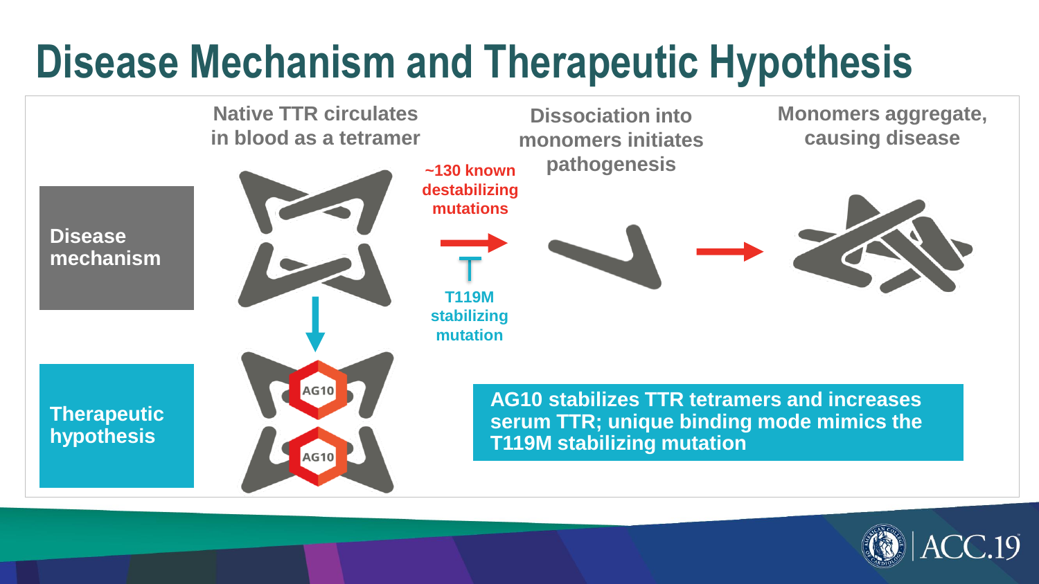# Disease Mechanism and Therapeutic Hypothesis

**Disease mechanism**

Native TTR circulates in blood as a tetramer

~130 known destabilizing mutations

T119M stabilizing mutation

Dissociation into monomers initiates pathogenesis

Monomers aggregate, causing disease

**Therapeutic hypothesis**

AG10

AG10

**AG10 stabilizes TTR tetramers and increases serum TTR; unique binding mode mimics the T119M stabilizing mutation**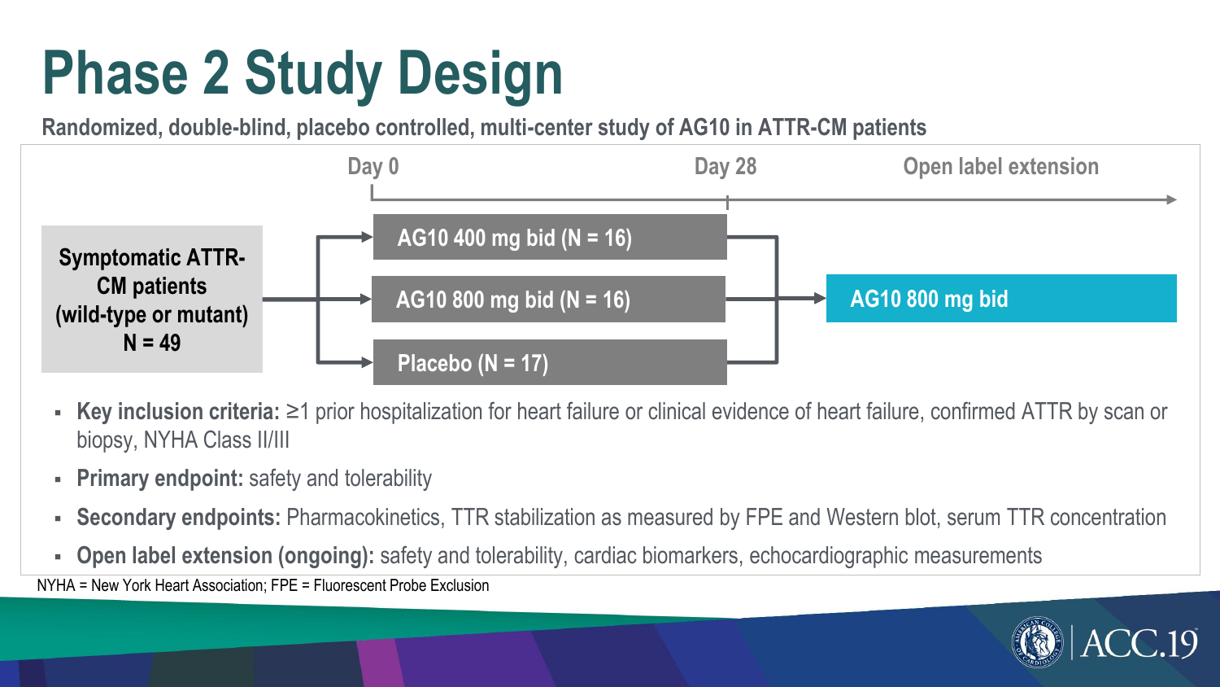# Phase 2 Study Design

**Randomized, double-blind, placebo controlled, multi-center study of AG10 in ATTR-CM patients**

Day 0 — Day 28 — Open label extension

**Symptomatic ATTR-CM patients (wild-type or mutant) N = 49**

- **AG10 400 mg bid (N = 16)**
- **AG10 800 mg bid (N = 16)**
- **Placebo (N = 17)**

→ **AG10 800 mg bid**

- **Key inclusion criteria:** ≥1 prior hospitalization for heart failure or clinical evidence of heart failure, confirmed ATTR by scan or biopsy, NYHA Class II/III
- **Primary endpoint:** safety and tolerability
- **Secondary endpoints:** Pharmacokinetics, TTR stabilization as measured by FPE and Western blot, serum TTR concentration
- **Open label extension (ongoing):** safety and tolerability, cardiac biomarkers, echocardiographic measurements

NYHA = New York Heart Association; FPE = Fluorescent Probe Exclusion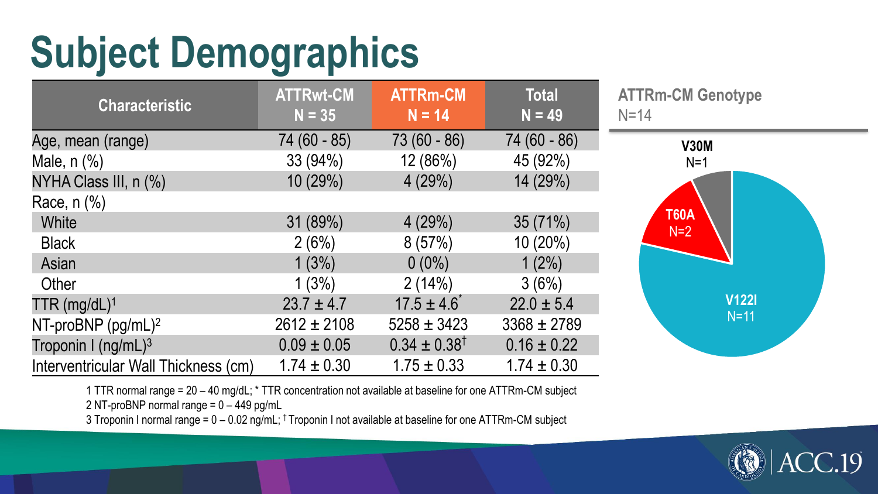# Subject Demographics

| Characteristic | ATTRwt-CM N = 35 | ATTRm-CM N = 14 | Total N = 49 |
|---|---|---|---|
| Age, mean (range) | 74 (60 - 85) | 73 (60 - 86) | 74 (60 - 86) |
| Male, n (%) | 33 (94%) | 12 (86%) | 45 (92%) |
| NYHA Class III, n (%) | 10 (29%) | 4 (29%) | 14 (29%) |
| Race, n (%) | | | |
| White | 31 (89%) | 4 (29%) | 35 (71%) |
| Black | 2 (6%) | 8 (57%) | 10 (20%) |
| Asian | 1 (3%) | 0 (0%) | 1 (2%) |
| Other | 1 (3%) | 2 (14%) | 3 (6%) |
| TTR (mg/dL)[1] | 23.7 ± 4.7 | 17.5 ± 4.6* | 22.0 ± 5.4 |
| NT-proBNP (pg/mL)[2] | 2612 ± 2108 | 5258 ± 3423 | 3368 ± 2789 |
| Troponin I (ng/mL)[3] | 0.09 ± 0.05 | 0.34 ± 0.38† | 0.16 ± 0.22 |
| Interventricular Wall Thickness (cm) | 1.74 ± 0.30 | 1.75 ± 0.33 | 1.74 ± 0.30 |

1 TTR normal range = 20 – 40 mg/dL; * TTR concentration not available at baseline for one ATTRm-CM subject

2 NT-proBNP normal range = 0 – 449 pg/mL

3 Troponin I normal range = 0 – 0.02 ng/mL; † Troponin I not available at baseline for one ATTRm-CM subject

**ATTRm-CM Genotype**
N=14

- **V30M** N=1
- **T60A** N=2
- **V122I** N=11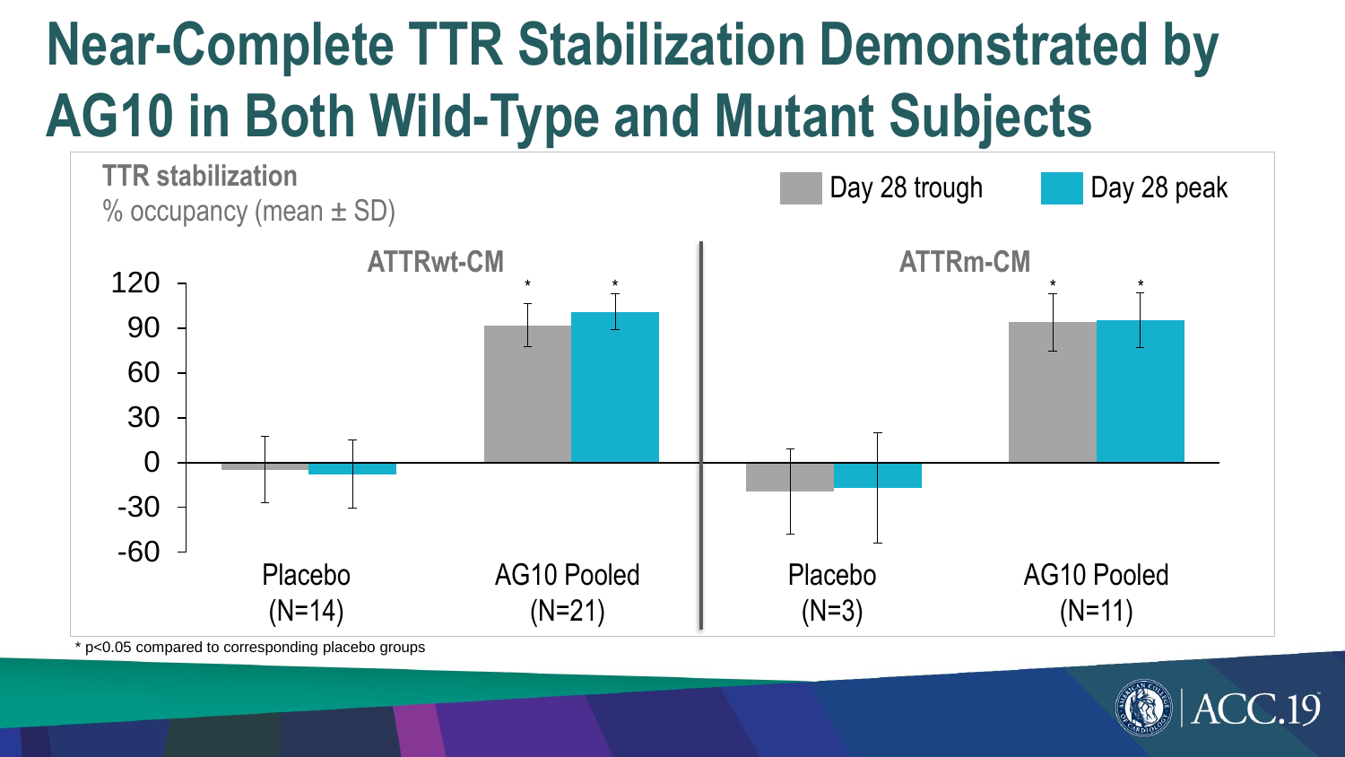# Near-Complete TTR Stabilization Demonstrated by AG10 in Both Wild-Type and Mutant Subjects

**TTR stabilization**
% occupancy (mean ± SD)

Day 28 trough | Day 28 peak

**ATTRwt-CM** | **ATTRm-CM**

120
90
60
30
0
-30
-60

Placebo (N=14) | AG10 Pooled (N=21) | Placebo (N=3) | AG10 Pooled (N=11)

* p<0.05 compared to corresponding placebo groups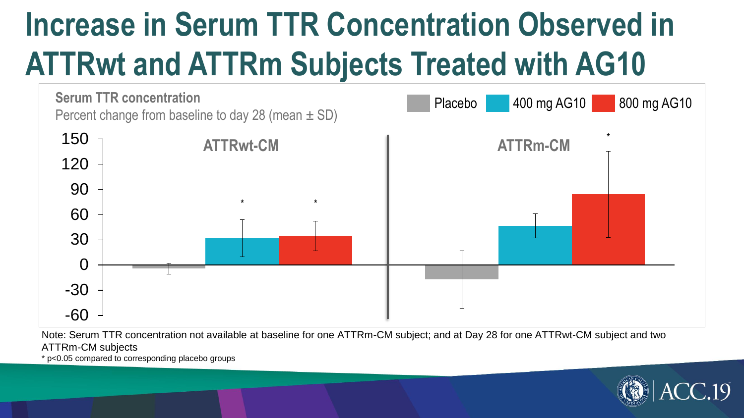# Increase in Serum TTR Concentration Observed in ATTRwt and ATTRm Subjects Treated with AG10

**Serum TTR concentration**

Percent change from baseline to day 28 (mean ± SD)

Placebo | 400 mg AG10 | 800 mg AG10

ATTRwt-CM | ATTRm-CM

Note: Serum TTR concentration not available at baseline for one ATTRm-CM subject; and at Day 28 for one ATTRwt-CM subject and two ATTRm-CM subjects

* p<0.05 compared to corresponding placebo groups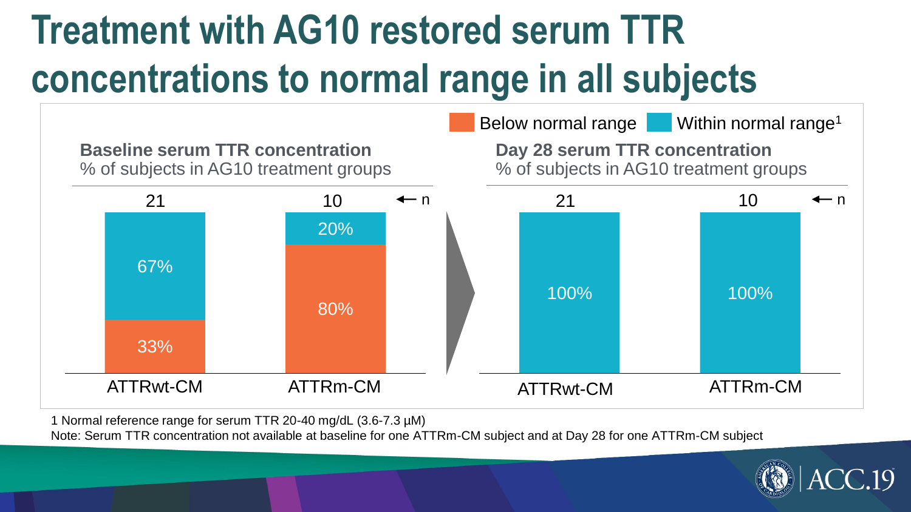# Treatment with AG10 restored serum TTR concentrations to normal range in all subjects

Below normal range | Within normal range[1]

**Baseline serum TTR concentration**
% of subjects in AG10 treatment groups

| | ATTRwt-CM | ATTRm-CM |
|---|---|---|
| n | 21 | 10 |
| Within normal range | 67% | 20% |
| Below normal range | 33% | 80% |

**Day 28 serum TTR concentration**
% of subjects in AG10 treatment groups

| | ATTRwt-CM | ATTRm-CM |
|---|---|---|
| n | 21 | 10 |
| Within normal range | 100% | 100% |

1 Normal reference range for serum TTR 20-40 mg/dL (3.6-7.3 µM)

Note: Serum TTR concentration not available at baseline for one ATTRm-CM subject and at Day 28 for one ATTRm-CM subject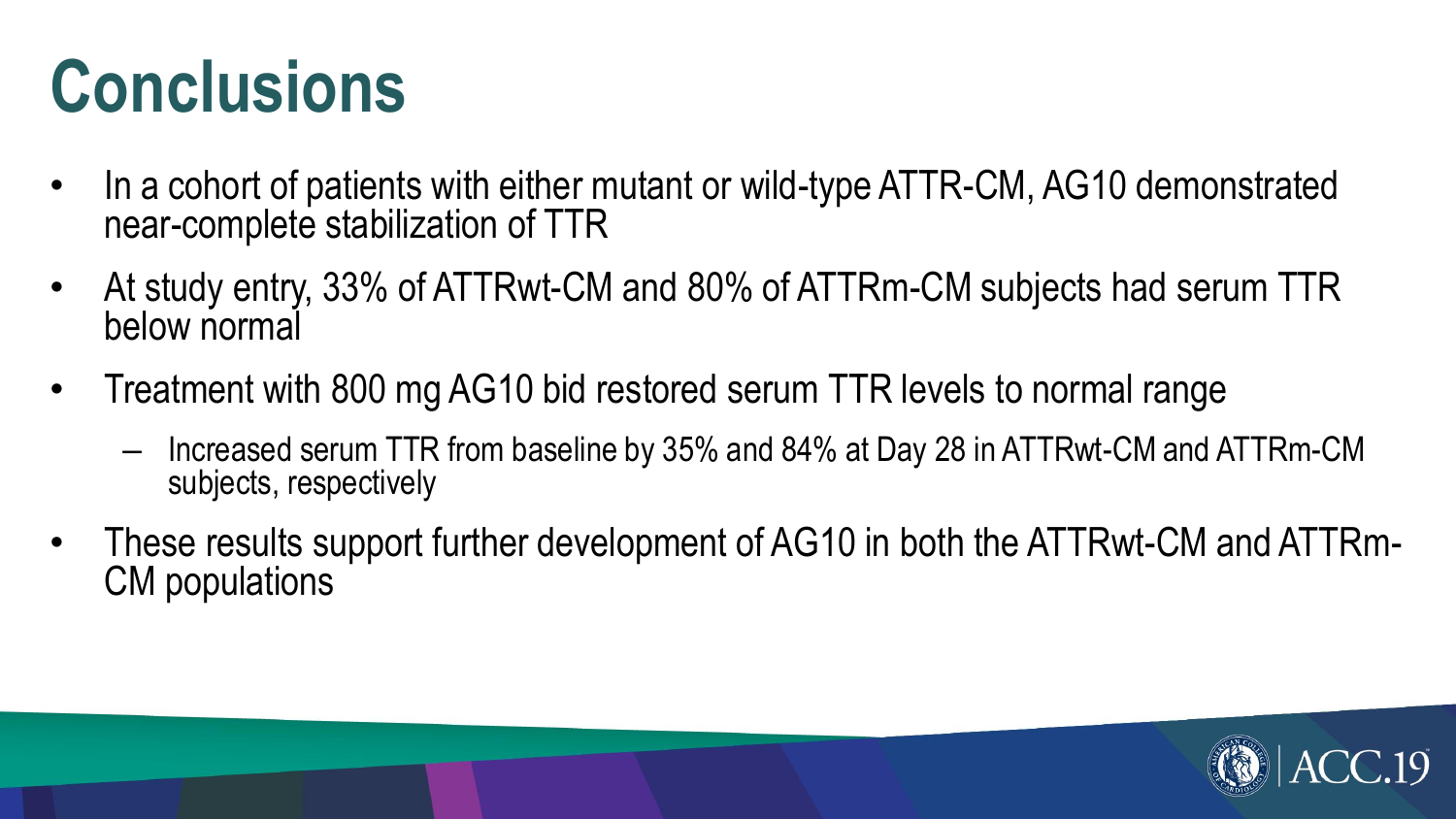# Conclusions

- In a cohort of patients with either mutant or wild-type ATTR-CM, AG10 demonstrated near-complete stabilization of TTR
- At study entry, 33% of ATTRwt-CM and 80% of ATTRm-CM subjects had serum TTR below normal
- Treatment with 800 mg AG10 bid restored serum TTR levels to normal range
  - Increased serum TTR from baseline by 35% and 84% at Day 28 in ATTRwt-CM and ATTRm-CM subjects, respectively
- These results support further development of AG10 in both the ATTRwt-CM and ATTRm-CM populations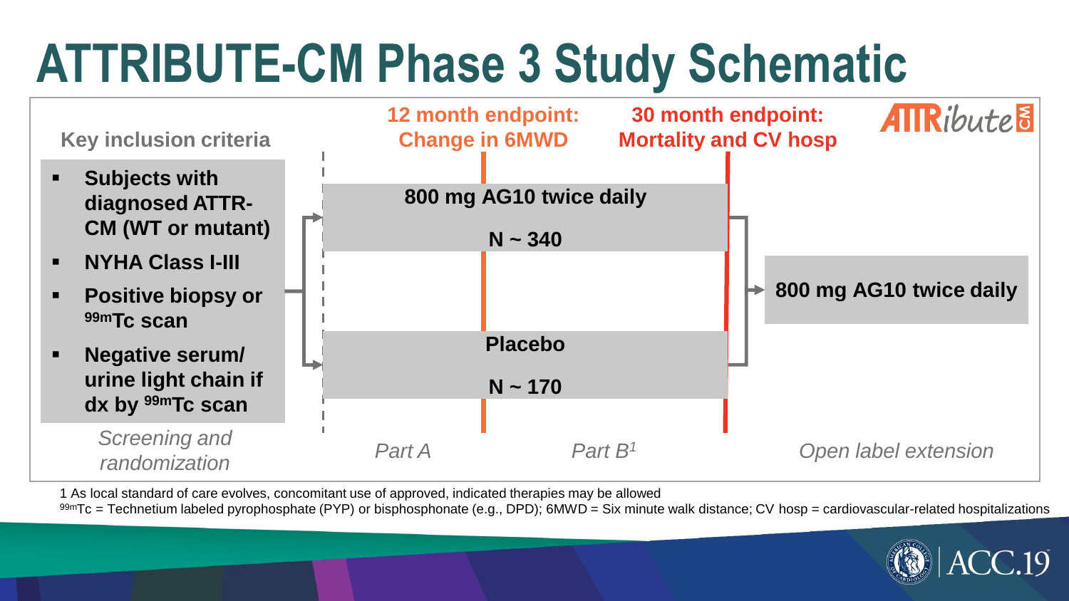# ATTRIBUTE-CM Phase 3 Study Schematic

ATTRibute CM

**Key inclusion criteria**

- **Subjects with diagnosed ATTR-CM (WT or mutant)**
- **NYHA Class I-III**
- **Positive biopsy or $^{99m}$Tc scan**
- **Negative serum/ urine light chain if dx by $^{99m}$Tc scan**

*Screening and randomization*

**12 month endpoint: Change in 6MWD**

**30 month endpoint: Mortality and CV hosp**

**800 mg AG10 twice daily**

**N ~ 340**

**Placebo**

**N ~ 170**

**800 mg AG10 twice daily**

*Part A*

*Part B[1]*

*Open label extension*

1 As local standard of care evolves, concomitant use of approved, indicated therapies may be allowed

$^{99m}$Tc = Technetium labeled pyrophosphate (PYP) or bisphosphonate (e.g., DPD); 6MWD = Six minute walk distance; CV hosp = cardiovascular-related hospitalizations